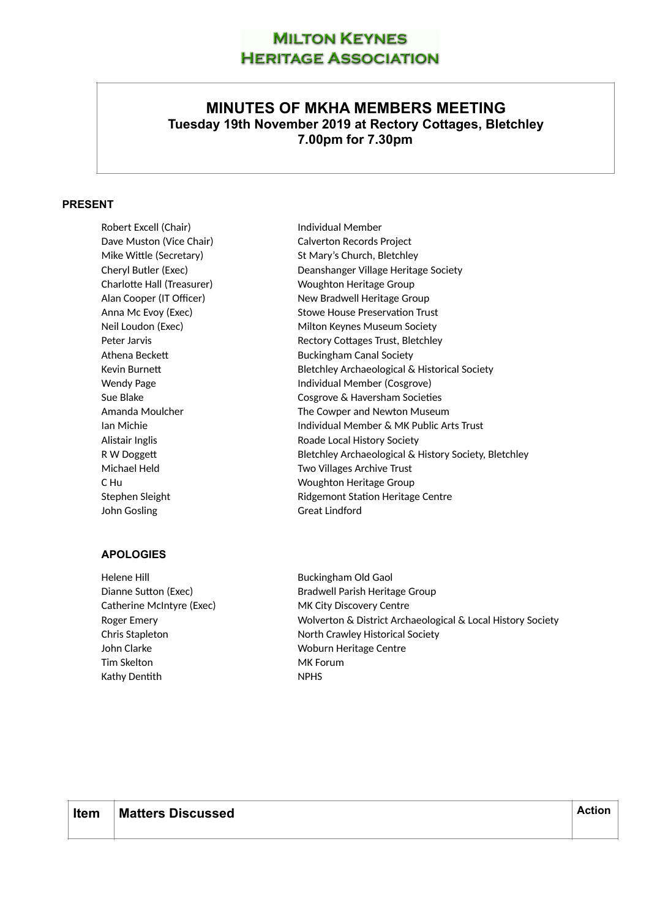**MILTON KEYNES HERITAGE ASSOCIATION**

# MINUTES OF MKHA MEMBERS MEETING

**Tuesday 19th November 2019 at Rectory Cottages, Bletchley**
**7.00pm for 7.30pm**

## PRESENT

| | |
|---|---|
| Robert Excell (Chair) | Individual Member |
| Dave Muston (Vice Chair) | Calverton Records Project |
| Mike Wittle (Secretary) | St Mary's Church, Bletchley |
| Cheryl Butler (Exec) | Deanshanger Village Heritage Society |
| Charlotte Hall (Treasurer) | Woughton Heritage Group |
| Alan Cooper (IT Officer) | New Bradwell Heritage Group |
| Anna Mc Evoy (Exec) | Stowe House Preservation Trust |
| Neil Loudon (Exec) | Milton Keynes Museum Society |
| Peter Jarvis | Rectory Cottages Trust, Bletchley |
| Athena Beckett | Buckingham Canal Society |
| Kevin Burnett | Bletchley Archaeological & Historical Society |
| Wendy Page | Individual Member (Cosgrove) |
| Sue Blake | Cosgrove & Haversham Societies |
| Amanda Moulcher | The Cowper and Newton Museum |
| Ian Michie | Individual Member & MK Public Arts Trust |
| Alistair Inglis | Roade Local History Society |
| R W Doggett | Bletchley Archaeological & History Society, Bletchley |
| Michael Held | Two Villages Archive Trust |
| C Hu | Woughton Heritage Group |
| Stephen Sleight | Ridgemont Station Heritage Centre |
| John Gosling | Great Lindford |

### APOLOGIES

| | |
|---|---|
| Helene Hill | Buckingham Old Gaol |
| Dianne Sutton (Exec) | Bradwell Parish Heritage Group |
| Catherine McIntyre (Exec) | MK City Discovery Centre |
| Roger Emery | Wolverton & District Archaeological & Local History Society |
| Chris Stapleton | North Crawley Historical Society |
| John Clarke | Woburn Heritage Centre |
| Tim Skelton | MK Forum |
| Kathy Dentith | NPHS |

| Item | Matters Discussed | Action |
|---|---|---|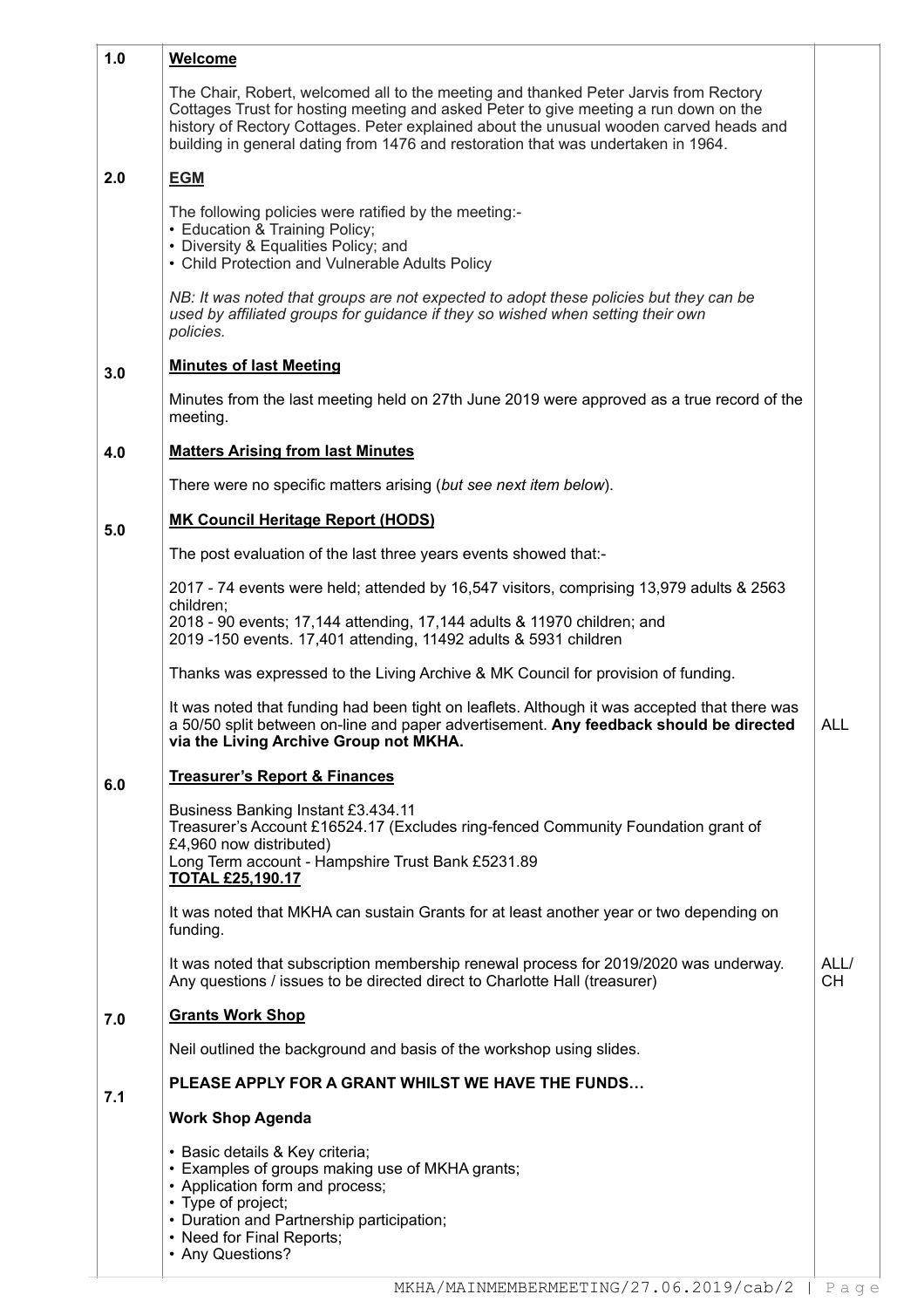| | | |
|---|---|---|
| 1.0 | **Welcome**<br><br>The Chair, Robert, welcomed all to the meeting and thanked Peter Jarvis from Rectory Cottages Trust for hosting meeting and asked Peter to give meeting a run down on the history of Rectory Cottages. Peter explained about the unusual wooden carved heads and building in general dating from 1476 and restoration that was undertaken in 1964. | |
| 2.0 | **EGM**<br><br>The following policies were ratified by the meeting:-<br>• Education & Training Policy;<br>• Diversity & Equalities Policy; and<br>• Child Protection and Vulnerable Adults Policy<br><br>*NB: It was noted that groups are not expected to adopt these policies but they can be used by affiliated groups for guidance if they so wished when setting their own policies.* | |
| 3.0 | **Minutes of last Meeting**<br><br>Minutes from the last meeting held on 27th June 2019 were approved as a true record of the meeting. | |
| 4.0 | **Matters Arising from last Minutes**<br><br>There were no specific matters arising (*but see next item below*). | |
| 5.0 | **MK Council Heritage Report (HODS)**<br><br>The post evaluation of the last three years events showed that:-<br><br>2017 - 74 events were held; attended by 16,547 visitors, comprising 13,979 adults & 2563 children;<br>2018 - 90 events; 17,144 attending, 17,144 adults & 11970 children; and<br>2019 -150 events. 17,401 attending, 11492 adults & 5931 children<br><br>Thanks was expressed to the Living Archive & MK Council for provision of funding.<br><br>It was noted that funding had been tight on leaflets. Although it was accepted that there was a 50/50 split between on-line and paper advertisement. **Any feedback should be directed via the Living Archive Group not MKHA.** | ALL |
| 6.0 | **Treasurer's Report & Finances**<br><br>Business Banking Instant £3.434.11<br>Treasurer's Account £16524.17 (Excludes ring-fenced Community Foundation grant of £4,960 now distributed)<br>Long Term account - Hampshire Trust Bank £5231.89<br>**TOTAL £25,190.17**<br><br>It was noted that MKHA can sustain Grants for at least another year or two depending on funding.<br><br>It was noted that subscription membership renewal process for 2019/2020 was underway. Any questions / issues to be directed direct to Charlotte Hall (treasurer) | ALL/ CH |
| 7.0 | **Grants Work Shop**<br><br>Neil outlined the background and basis of the workshop using slides. | |
| 7.1 | **PLEASE APPLY FOR A GRANT WHILST WE HAVE THE FUNDS…**<br><br>**Work Shop Agenda**<br><br>• Basic details & Key criteria;<br>• Examples of groups making use of MKHA grants;<br>• Application form and process;<br>• Type of project;<br>• Duration and Partnership participation;<br>• Need for Final Reports;<br>• Any Questions? | |

MKHA/MAINMEMBERMEETING/27.06.2019/cab/2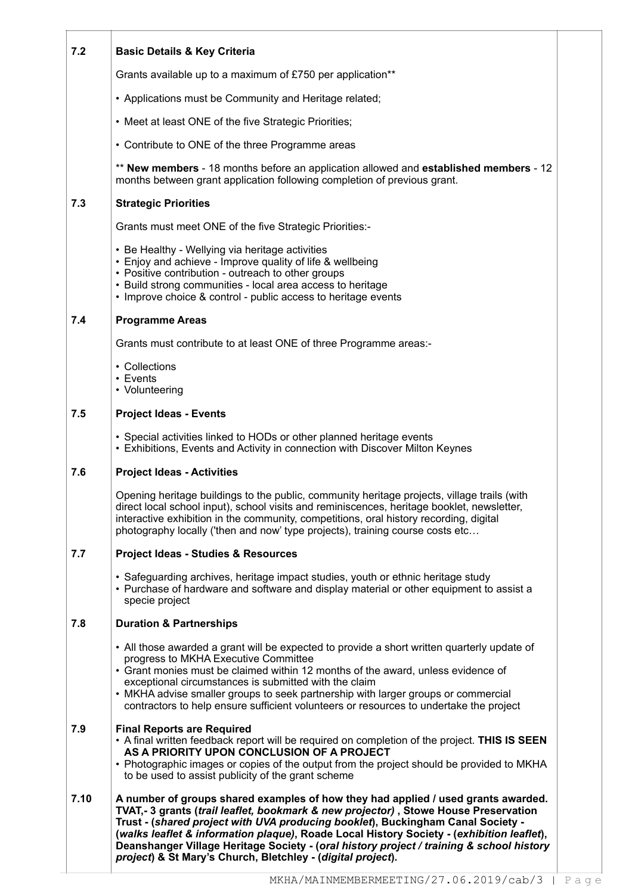## 7.2 Basic Details & Key Criteria

Grants available up to a maximum of £750 per application**

- Applications must be Community and Heritage related;
- Meet at least ONE of the five Strategic Priorities;
- Contribute to ONE of the three Programme areas

** **New members** - 18 months before an application allowed and **established members** - 12 months between grant application following completion of previous grant.

## 7.3 Strategic Priorities

Grants must meet ONE of the five Strategic Priorities:-

- Be Healthy - Wellying via heritage activities
- Enjoy and achieve - Improve quality of life & wellbeing
- Positive contribution - outreach to other groups
- Build strong communities - local area access to heritage
- Improve choice & control - public access to heritage events

## 7.4 Programme Areas

Grants must contribute to at least ONE of three Programme areas:-

- Collections
- Events
- Volunteering

## 7.5 Project Ideas - Events

- Special activities linked to HODs or other planned heritage events
- Exhibitions, Events and Activity in connection with Discover Milton Keynes

## 7.6 Project Ideas - Activities

Opening heritage buildings to the public, community heritage projects, village trails (with direct local school input), school visits and reminiscences, heritage booklet, newsletter, interactive exhibition in the community, competitions, oral history recording, digital photography locally ('then and now' type projects), training course costs etc…

## 7.7 Project Ideas - Studies & Resources

- Safeguarding archives, heritage impact studies, youth or ethnic heritage study
- Purchase of hardware and software and display material or other equipment to assist a specie project

## 7.8 Duration & Partnerships

- All those awarded a grant will be expected to provide a short written quarterly update of progress to MKHA Executive Committee
- Grant monies must be claimed within 12 months of the award, unless evidence of exceptional circumstances is submitted with the claim
- MKHA advise smaller groups to seek partnership with larger groups or commercial contractors to help ensure sufficient volunteers or resources to undertake the project

## 7.9 Final Reports are Required

- A final written feedback report will be required on completion of the project. **THIS IS SEEN AS A PRIORITY UPON CONCLUSION OF A PROJECT**
- Photographic images or copies of the output from the project should be provided to MKHA to be used to assist publicity of the grant scheme

## 7.10

**A number of groups shared examples of how they had applied / used grants awarded. TVAT,- 3 grants (*trail leaflet, bookmark & new projector*) , Stowe House Preservation Trust - (*shared project with UVA producing booklet*), Buckingham Canal Society - (*walks leaflet & information plaque*), Roade Local History Society - (*exhibition leaflet*), Deanshanger Village Heritage Society - (*oral history project / training & school history project*) & St Mary's Church, Bletchley - (*digital project*).**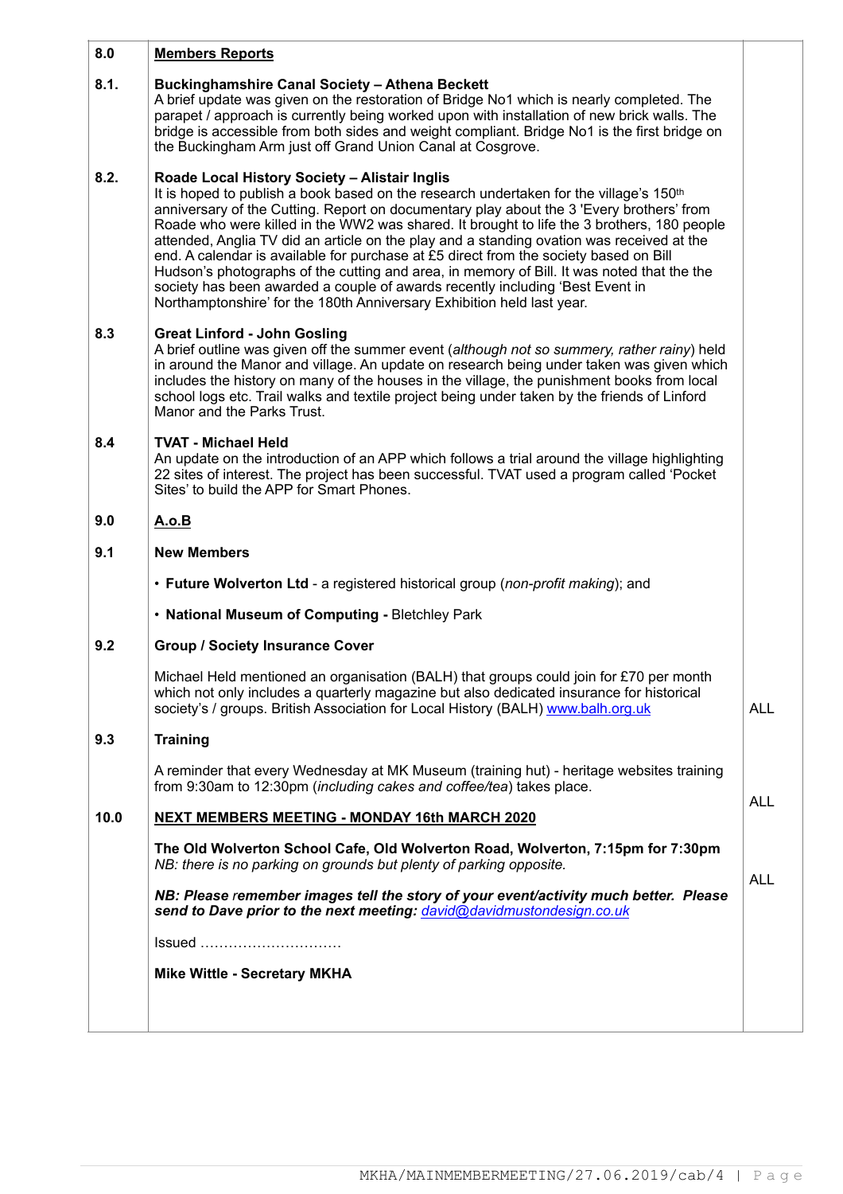| | | |
|---|---|---|
| **8.0** | **Members Reports** | |
| **8.1.** | **Buckinghamshire Canal Society – Athena Beckett**<br>A brief update was given on the restoration of Bridge No1 which is nearly completed. The parapet / approach is currently being worked upon with installation of new brick walls. The bridge is accessible from both sides and weight compliant. Bridge No1 is the first bridge on the Buckingham Arm just off Grand Union Canal at Cosgrove. | |
| **8.2.** | **Roade Local History Society – Alistair Inglis**<br>It is hoped to publish a book based on the research undertaken for the village's 150th anniversary of the Cutting. Report on documentary play about the 3 'Every brothers' from Roade who were killed in the WW2 was shared. It brought to life the 3 brothers, 180 people attended, Anglia TV did an article on the play and a standing ovation was received at the end. A calendar is available for purchase at £5 direct from the society based on Bill Hudson's photographs of the cutting and area, in memory of Bill. It was noted that the the society has been awarded a couple of awards recently including 'Best Event in Northamptonshire' for the 180th Anniversary Exhibition held last year. | |
| **8.3** | **Great Linford - John Gosling**<br>A brief outline was given off the summer event (*although not so summery, rather rainy*) held in around the Manor and village. An update on research being under taken was given which includes the history on many of the houses in the village, the punishment books from local school logs etc. Trail walks and textile project being under taken by the friends of Linford Manor and the Parks Trust. | |
| **8.4** | **TVAT - Michael Held**<br>An update on the introduction of an APP which follows a trial around the village highlighting 22 sites of interest. The project has been successful. TVAT used a program called 'Pocket Sites' to build the APP for Smart Phones. | |
| **9.0** | **A.o.B** | |
| **9.1** | **New Members**<br>• **Future Wolverton Ltd** - a registered historical group (*non-profit making*); and<br>• **National Museum of Computing -** Bletchley Park | |
| **9.2** | **Group / Society Insurance Cover**<br>Michael Held mentioned an organisation (BALH) that groups could join for £70 per month which not only includes a quarterly magazine but also dedicated insurance for historical society's / groups. British Association for Local History (BALH) www.balh.org.uk | ALL |
| **9.3** | **Training**<br>A reminder that every Wednesday at MK Museum (training hut) - heritage websites training from 9:30am to 12:30pm (*including cakes and coffee/tea*) takes place. | ALL |
| **10.0** | **NEXT MEMBERS MEETING - MONDAY 16th MARCH 2020**<br>**The Old Wolverton School Cafe, Old Wolverton Road, Wolverton, 7:15pm for 7:30pm**<br>*NB: there is no parking on grounds but plenty of parking opposite.*<br>***NB: Please remember images tell the story of your event/activity much better. Please send to Dave prior to the next meeting: david@davidmustondesign.co.uk***<br>Issued …………………………<br>**Mike Wittle - Secretary MKHA** | ALL |